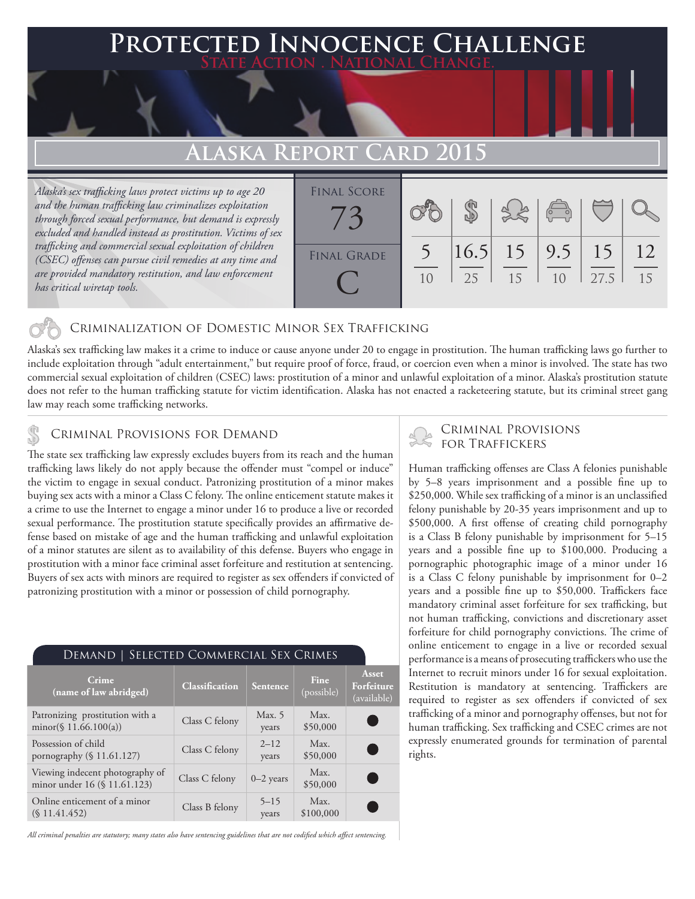# Protected Innocence Challenge

State Action . National Change.

## Alaska Report Card 2015

*Alaska's sex trafficking laws protect victims up to age 20 and the human trafficking law criminalizes exploitation through forced sexual performance, but demand is expressly excluded and handled instead as prostitution. Victims of sex trafficking and commercial sexual exploitation of children (CSEC) offenses can pursue civil remedies at any time and are provided mandatory restitution, and law enforcement has critical wiretap tools.*

**Final Score:** 73

**Final Grade:** C

| Criminalization of Domestic Minor Sex Trafficking | Criminal Provisions for Demand | Criminal Provisions for Traffickers | Criminal Provisions for Facilitators | Protective Provisions for Child Victims | Criminal Justice Tools for Investigation and Prosecution |
|---|---|---|---|---|---|
| 5/10 | 16.5/25 | 15/15 | 9.5/10 | 15/27.5 | 12/15 |

### Criminalization of Domestic Minor Sex Trafficking

Alaska's sex trafficking law makes it a crime to induce or cause anyone under 20 to engage in prostitution. The human trafficking laws go further to include exploitation through "adult entertainment," but require proof of force, fraud, or coercion even when a minor is involved. The state has two commercial sexual exploitation of children (CSEC) laws: prostitution of a minor and unlawful exploitation of a minor. Alaska's prostitution statute does not refer to the human trafficking statute for victim identification. Alaska has not enacted a racketeering statute, but its criminal street gang law may reach some trafficking networks.

### Criminal Provisions for Demand

The state sex trafficking law expressly excludes buyers from its reach and the human trafficking laws likely do not apply because the offender must "compel or induce" the victim to engage in sexual conduct. Patronizing prostitution of a minor makes buying sex acts with a minor a Class C felony. The online enticement statute makes it a crime to use the Internet to engage a minor under 16 to produce a live or recorded sexual performance. The prostitution statute specifically provides an affirmative defense based on mistake of age and the human trafficking and unlawful exploitation of a minor statutes are silent as to availability of this defense. Buyers who engage in prostitution with a minor face criminal asset forfeiture and restitution at sentencing. Buyers of sex acts with minors are required to register as sex offenders if convicted of patronizing prostitution with a minor or possession of child pornography.

#### Demand | Selected Commercial Sex Crimes

| Crime (name of law abridged) | Classification | Sentence | Fine (possible) | Asset Forfeiture (available) |
|---|---|---|---|---|
| Patronizing prostitution with a minor(§ 11.66.100(a)) | Class C felony | Max. 5 years | Max. $50,000 | ● |
| Possession of child pornography (§ 11.61.127) | Class C felony | 2–12 years | Max. $50,000 | ● |
| Viewing indecent photography of minor under 16 (§ 11.61.123) | Class C felony | 0–2 years | Max. $50,000 | ● |
| Online enticement of a minor (§ 11.41.452) | Class B felony | 5–15 years | Max. $100,000 | ● |

*All criminal penalties are statutory; many states also have sentencing guidelines that are not codified which affect sentencing.*

### Criminal Provisions for Traffickers

Human trafficking offenses are Class A felonies punishable by 5–8 years imprisonment and a possible fine up to $250,000. While sex trafficking of a minor is an unclassified felony punishable by 20-35 years imprisonment and up to $500,000. A first offense of creating child pornography is a Class B felony punishable by imprisonment for 5–15 years and a possible fine up to $100,000. Producing a pornographic photographic image of a minor under 16 is a Class C felony punishable by imprisonment for 0–2 years and a possible fine up to $50,000. Traffickers face mandatory criminal asset forfeiture for sex trafficking, but not human trafficking, convictions and discretionary asset forfeiture for child pornography convictions. The crime of online enticement to engage in a live or recorded sexual performance is a means of prosecuting traffickers who use the Internet to recruit minors under 16 for sexual exploitation. Restitution is mandatory at sentencing. Traffickers are required to register as sex offenders if convicted of sex trafficking of a minor and pornography offenses, but not for human trafficking. Sex trafficking and CSEC crimes are not expressly enumerated grounds for termination of parental rights.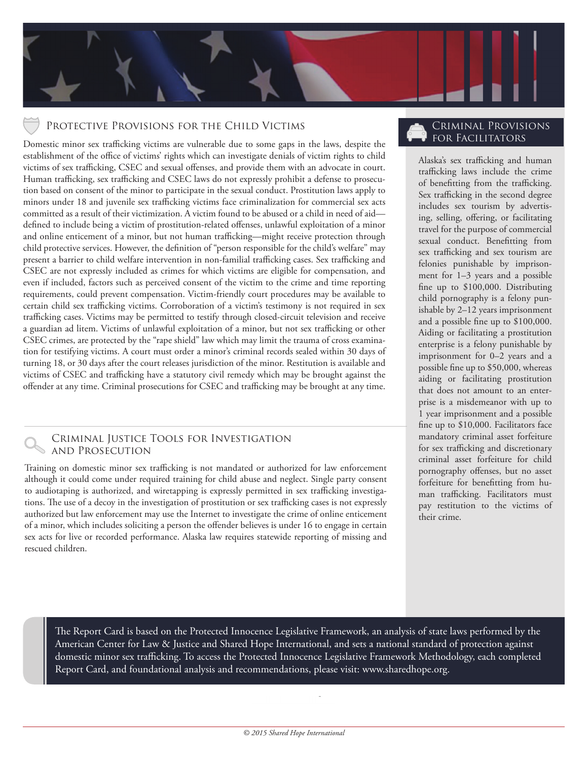## Protective Provisions for the Child Victims

Domestic minor sex trafficking victims are vulnerable due to some gaps in the laws, despite the establishment of the office of victims' rights which can investigate denials of victim rights to child victims of sex trafficking, CSEC and sexual offenses, and provide them with an advocate in court. Human trafficking, sex trafficking and CSEC laws do not expressly prohibit a defense to prosecution based on consent of the minor to participate in the sexual conduct. Prostitution laws apply to minors under 18 and juvenile sex trafficking victims face criminalization for commercial sex acts committed as a result of their victimization. A victim found to be abused or a child in need of aid—defined to include being a victim of prostitution-related offenses, unlawful exploitation of a minor and online enticement of a minor, but not human trafficking—might receive protection through child protective services. However, the definition of "person responsible for the child's welfare" may present a barrier to child welfare intervention in non-familial trafficking cases. Sex trafficking and CSEC are not expressly included as crimes for which victims are eligible for compensation, and even if included, factors such as perceived consent of the victim to the crime and time reporting requirements, could prevent compensation. Victim-friendly court procedures may be available to certain child sex trafficking victims. Corroboration of a victim's testimony is not required in sex trafficking cases. Victims may be permitted to testify through closed-circuit television and receive a guardian ad litem. Victims of unlawful exploitation of a minor, but not sex trafficking or other CSEC crimes, are protected by the "rape shield" law which may limit the trauma of cross examination for testifying victims. A court must order a minor's criminal records sealed within 30 days of turning 18, or 30 days after the court releases jurisdiction of the minor. Restitution is available and victims of CSEC and trafficking have a statutory civil remedy which may be brought against the offender at any time. Criminal prosecutions for CSEC and trafficking may be brought at any time.

## Criminal Justice Tools for Investigation and Prosecution

Training on domestic minor sex trafficking is not mandated or authorized for law enforcement although it could come under required training for child abuse and neglect. Single party consent to audiotaping is authorized, and wiretapping is expressly permitted in sex trafficking investigations. The use of a decoy in the investigation of prostitution or sex trafficking cases is not expressly authorized but law enforcement may use the Internet to investigate the crime of online enticement of a minor, which includes soliciting a person the offender believes is under 16 to engage in certain sex acts for live or recorded performance. Alaska law requires statewide reporting of missing and rescued children.

## Criminal Provisions for Facilitators

Alaska's sex trafficking and human trafficking laws include the crime of benefitting from the trafficking. Sex trafficking in the second degree includes sex tourism by advertising, selling, offering, or facilitating travel for the purpose of commercial sexual conduct. Benefitting from sex trafficking and sex tourism are felonies punishable by imprisonment for 1–3 years and a possible fine up to $100,000. Distributing child pornography is a felony punishable by 2–12 years imprisonment and a possible fine up to $100,000. Aiding or facilitating a prostitution enterprise is a felony punishable by imprisonment for 0–2 years and a possible fine up to $50,000, whereas aiding or facilitating prostitution that does not amount to an enterprise is a misdemeanor with up to 1 year imprisonment and a possible fine up to $10,000. Facilitators face mandatory criminal asset forfeiture for sex trafficking and discretionary criminal asset forfeiture for child pornography offenses, but no asset forfeiture for benefitting from human trafficking. Facilitators must pay restitution to the victims of their crime.

The Report Card is based on the Protected Innocence Legislative Framework, an analysis of state laws performed by the American Center for Law & Justice and Shared Hope International, and sets a national standard of protection against domestic minor sex trafficking. To access the Protected Innocence Legislative Framework Methodology, each completed Report Card, and foundational analysis and recommendations, please visit: www.sharedhope.org.

*© 2015 Shared Hope International*